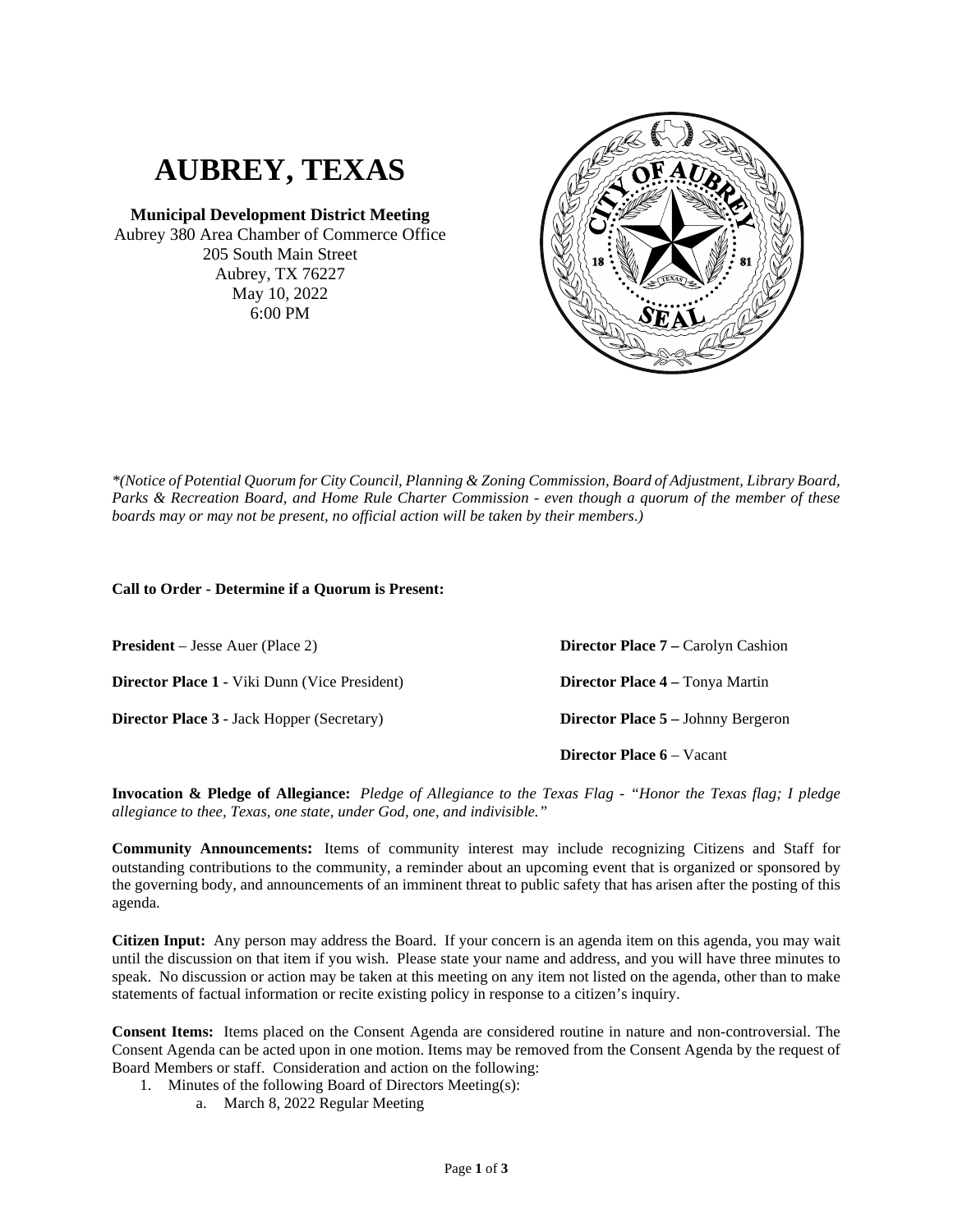# AUBREY, TEXAS

**Municipal Development District Meeting**
Aubrey 380 Area Chamber of Commerce Office
205 South Main Street
Aubrey, TX 76227
May 10, 2022
6:00 PM

*\*(Notice of Potential Quorum for City Council, Planning & Zoning Commission, Board of Adjustment, Library Board, Parks & Recreation Board, and Home Rule Charter Commission - even though a quorum of the member of these boards may or may not be present, no official action will be taken by their members.)*

**Call to Order - Determine if a Quorum is Present:**

**President** – Jesse Auer (Place 2)

**Director Place 1 -** Viki Dunn (Vice President)

**Director Place 3 -** Jack Hopper (Secretary)

**Director Place 7 –** Carolyn Cashion

**Director Place 4 –** Tonya Martin

**Director Place 5 –** Johnny Bergeron

**Director Place 6** – Vacant

**Invocation & Pledge of Allegiance:** *Pledge of Allegiance to the Texas Flag - "Honor the Texas flag; I pledge allegiance to thee, Texas, one state, under God, one, and indivisible."*

**Community Announcements:** Items of community interest may include recognizing Citizens and Staff for outstanding contributions to the community, a reminder about an upcoming event that is organized or sponsored by the governing body, and announcements of an imminent threat to public safety that has arisen after the posting of this agenda.

**Citizen Input:** Any person may address the Board. If your concern is an agenda item on this agenda, you may wait until the discussion on that item if you wish. Please state your name and address, and you will have three minutes to speak. No discussion or action may be taken at this meeting on any item not listed on the agenda, other than to make statements of factual information or recite existing policy in response to a citizen's inquiry.

**Consent Items:** Items placed on the Consent Agenda are considered routine in nature and non-controversial. The Consent Agenda can be acted upon in one motion. Items may be removed from the Consent Agenda by the request of Board Members or staff. Consideration and action on the following:

1. Minutes of the following Board of Directors Meeting(s):
   a. March 8, 2022 Regular Meeting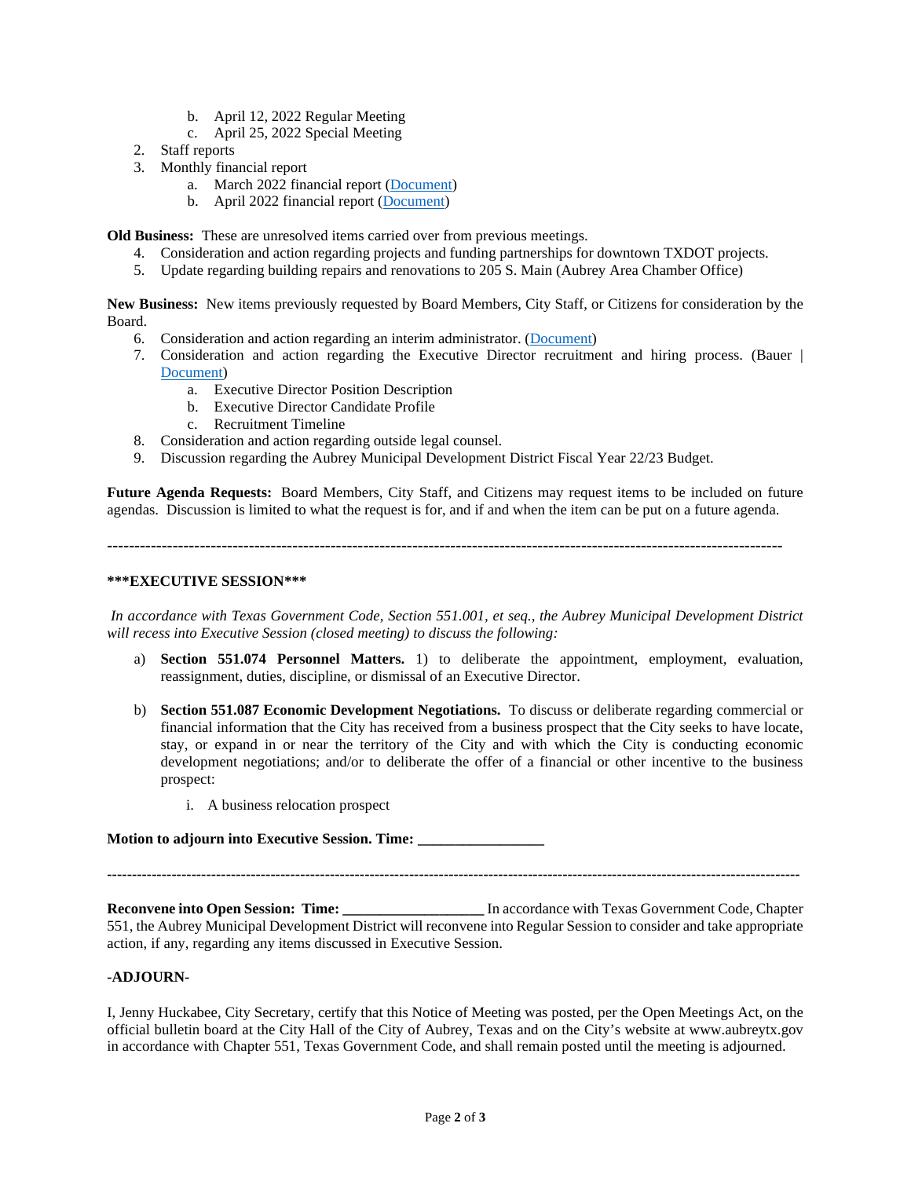b. April 12, 2022 Regular Meeting
   c. April 25, 2022 Special Meeting
2. Staff reports
3. Monthly financial report
   a. March 2022 financial report (Document)
   b. April 2022 financial report (Document)

**Old Business:** These are unresolved items carried over from previous meetings.

4. Consideration and action regarding projects and funding partnerships for downtown TXDOT projects.
5. Update regarding building repairs and renovations to 205 S. Main (Aubrey Area Chamber Office)

**New Business:** New items previously requested by Board Members, City Staff, or Citizens for consideration by the Board.

6. Consideration and action regarding an interim administrator. (Document)
7. Consideration and action regarding the Executive Director recruitment and hiring process. (Bauer | Document)
   a. Executive Director Position Description
   b. Executive Director Candidate Profile
   c. Recruitment Timeline
8. Consideration and action regarding outside legal counsel.
9. Discussion regarding the Aubrey Municipal Development District Fiscal Year 22/23 Budget.

**Future Agenda Requests:** Board Members, City Staff, and Citizens may request items to be included on future agendas. Discussion is limited to what the request is for, and if and when the item can be put on a future agenda.

---

**\*\*\*EXECUTIVE SESSION\*\*\***

*In accordance with Texas Government Code, Section 551.001, et seq., the Aubrey Municipal Development District will recess into Executive Session (closed meeting) to discuss the following:*

a) **Section 551.074 Personnel Matters.** 1) to deliberate the appointment, employment, evaluation, reassignment, duties, discipline, or dismissal of an Executive Director.

b) **Section 551.087 Economic Development Negotiations.** To discuss or deliberate regarding commercial or financial information that the City has received from a business prospect that the City seeks to have locate, stay, or expand in or near the territory of the City and with which the City is conducting economic development negotiations; and/or to deliberate the offer of a financial or other incentive to the business prospect:

   i. A business relocation prospect

**Motion to adjourn into Executive Session. Time: ________________**

---

**Reconvene into Open Session: Time: __________________** In accordance with Texas Government Code, Chapter 551, the Aubrey Municipal Development District will reconvene into Regular Session to consider and take appropriate action, if any, regarding any items discussed in Executive Session.

**-ADJOURN-**

I, Jenny Huckabee, City Secretary, certify that this Notice of Meeting was posted, per the Open Meetings Act, on the official bulletin board at the City Hall of the City of Aubrey, Texas and on the City's website at www.aubreytx.gov in accordance with Chapter 551, Texas Government Code, and shall remain posted until the meeting is adjourned.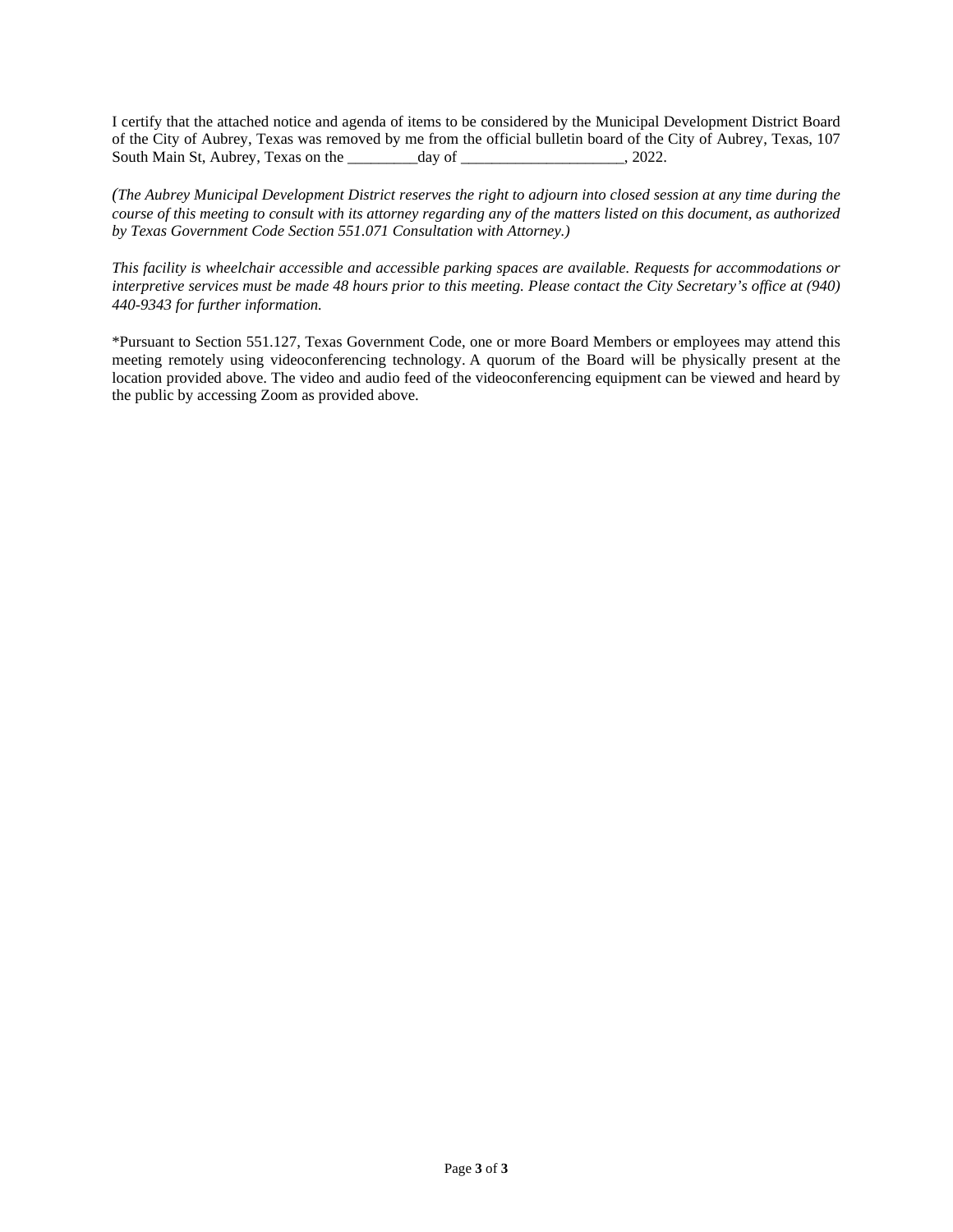I certify that the attached notice and agenda of items to be considered by the Municipal Development District Board of the City of Aubrey, Texas was removed by me from the official bulletin board of the City of Aubrey, Texas, 107 South Main St, Aubrey, Texas on the _________day of _____________________, 2022.

*(The Aubrey Municipal Development District reserves the right to adjourn into closed session at any time during the course of this meeting to consult with its attorney regarding any of the matters listed on this document, as authorized by Texas Government Code Section 551.071 Consultation with Attorney.)*

*This facility is wheelchair accessible and accessible parking spaces are available. Requests for accommodations or interpretive services must be made 48 hours prior to this meeting. Please contact the City Secretary's office at (940) 440-9343 for further information.*

*Pursuant to Section 551.127, Texas Government Code, one or more Board Members or employees may attend this meeting remotely using videoconferencing technology. A quorum of the Board will be physically present at the location provided above. The video and audio feed of the videoconferencing equipment can be viewed and heard by the public by accessing Zoom as provided above.